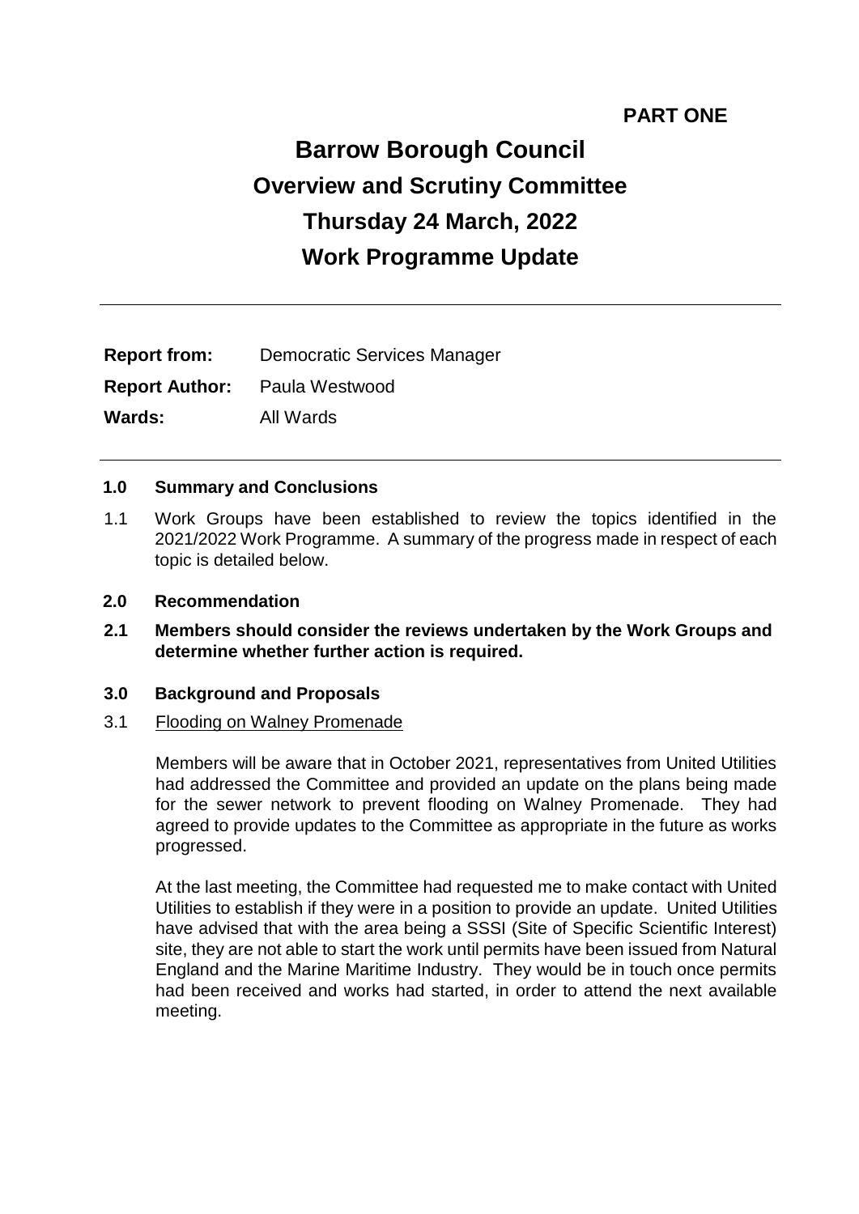**PART ONE**

# Barrow Borough Council
# Overview and Scrutiny Committee
# Thursday 24 March, 2022
# Work Programme Update

---

**Report from:** Democratic Services Manager

**Report Author:** Paula Westwood

**Wards:** All Wards

---

**1.0 Summary and Conclusions**

1.1 Work Groups have been established to review the topics identified in the 2021/2022 Work Programme. A summary of the progress made in respect of each topic is detailed below.

**2.0 Recommendation**

**2.1 Members should consider the reviews undertaken by the Work Groups and determine whether further action is required.**

**3.0 Background and Proposals**

3.1 Flooding on Walney Promenade

Members will be aware that in October 2021, representatives from United Utilities had addressed the Committee and provided an update on the plans being made for the sewer network to prevent flooding on Walney Promenade. They had agreed to provide updates to the Committee as appropriate in the future as works progressed.

At the last meeting, the Committee had requested me to make contact with United Utilities to establish if they were in a position to provide an update. United Utilities have advised that with the area being a SSSI (Site of Specific Scientific Interest) site, they are not able to start the work until permits have been issued from Natural England and the Marine Maritime Industry. They would be in touch once permits had been received and works had started, in order to attend the next available meeting.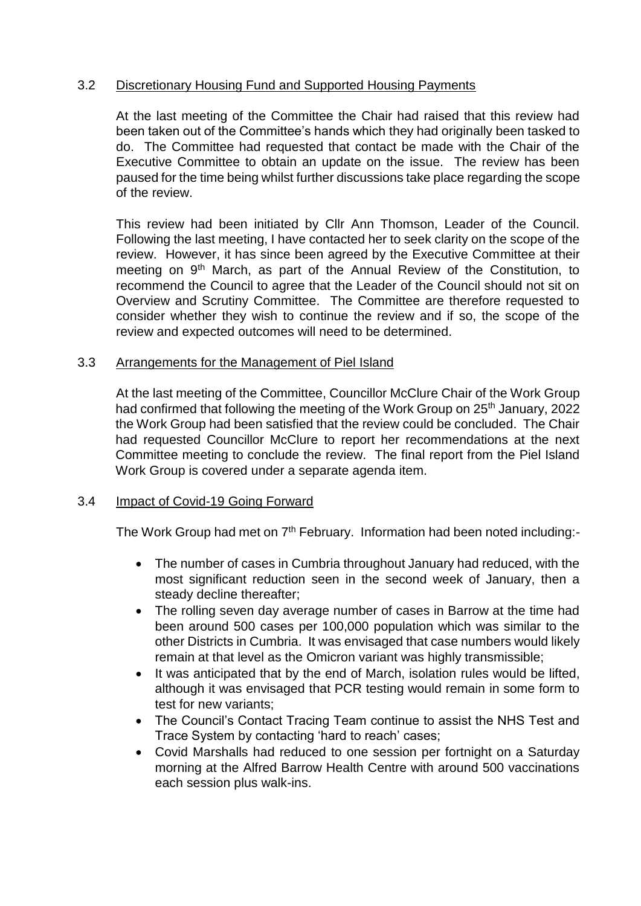3.2 Discretionary Housing Fund and Supported Housing Payments

At the last meeting of the Committee the Chair had raised that this review had been taken out of the Committee's hands which they had originally been tasked to do. The Committee had requested that contact be made with the Chair of the Executive Committee to obtain an update on the issue. The review has been paused for the time being whilst further discussions take place regarding the scope of the review.

This review had been initiated by Cllr Ann Thomson, Leader of the Council. Following the last meeting, I have contacted her to seek clarity on the scope of the review. However, it has since been agreed by the Executive Committee at their meeting on 9th March, as part of the Annual Review of the Constitution, to recommend the Council to agree that the Leader of the Council should not sit on Overview and Scrutiny Committee. The Committee are therefore requested to consider whether they wish to continue the review and if so, the scope of the review and expected outcomes will need to be determined.

3.3 Arrangements for the Management of Piel Island

At the last meeting of the Committee, Councillor McClure Chair of the Work Group had confirmed that following the meeting of the Work Group on 25th January, 2022 the Work Group had been satisfied that the review could be concluded. The Chair had requested Councillor McClure to report her recommendations at the next Committee meeting to conclude the review. The final report from the Piel Island Work Group is covered under a separate agenda item.

3.4 Impact of Covid-19 Going Forward

The Work Group had met on 7th February. Information had been noted including:-

- The number of cases in Cumbria throughout January had reduced, with the most significant reduction seen in the second week of January, then a steady decline thereafter;
- The rolling seven day average number of cases in Barrow at the time had been around 500 cases per 100,000 population which was similar to the other Districts in Cumbria. It was envisaged that case numbers would likely remain at that level as the Omicron variant was highly transmissible;
- It was anticipated that by the end of March, isolation rules would be lifted, although it was envisaged that PCR testing would remain in some form to test for new variants;
- The Council's Contact Tracing Team continue to assist the NHS Test and Trace System by contacting 'hard to reach' cases;
- Covid Marshalls had reduced to one session per fortnight on a Saturday morning at the Alfred Barrow Health Centre with around 500 vaccinations each session plus walk-ins.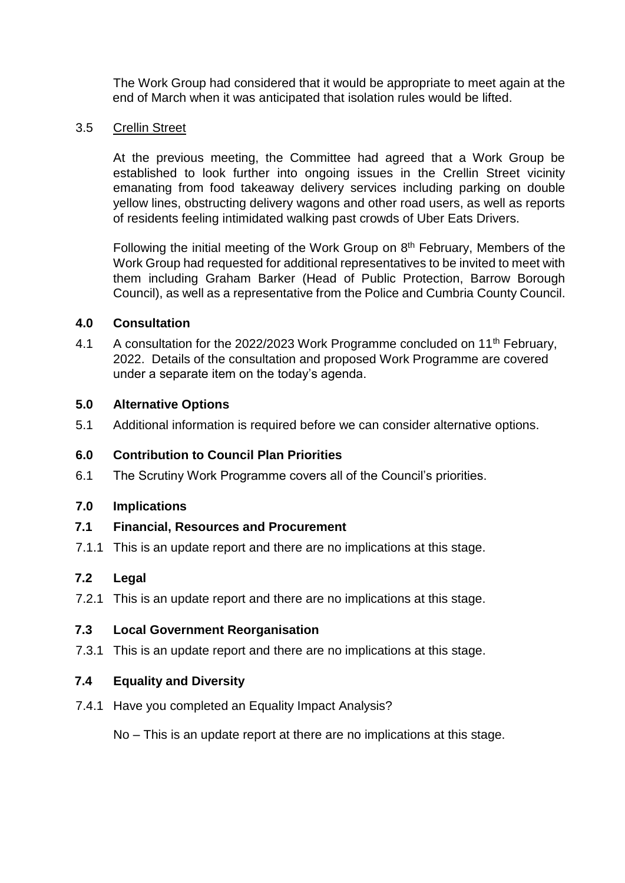The Work Group had considered that it would be appropriate to meet again at the end of March when it was anticipated that isolation rules would be lifted.

3.5 Crellin Street

At the previous meeting, the Committee had agreed that a Work Group be established to look further into ongoing issues in the Crellin Street vicinity emanating from food takeaway delivery services including parking on double yellow lines, obstructing delivery wagons and other road users, as well as reports of residents feeling intimidated walking past crowds of Uber Eats Drivers.

Following the initial meeting of the Work Group on 8th February, Members of the Work Group had requested for additional representatives to be invited to meet with them including Graham Barker (Head of Public Protection, Barrow Borough Council), as well as a representative from the Police and Cumbria County Council.

## 4.0 Consultation

4.1 A consultation for the 2022/2023 Work Programme concluded on 11th February, 2022. Details of the consultation and proposed Work Programme are covered under a separate item on the today's agenda.

## 5.0 Alternative Options

5.1 Additional information is required before we can consider alternative options.

## 6.0 Contribution to Council Plan Priorities

6.1 The Scrutiny Work Programme covers all of the Council's priorities.

## 7.0 Implications

### 7.1 Financial, Resources and Procurement

7.1.1 This is an update report and there are no implications at this stage.

### 7.2 Legal

7.2.1 This is an update report and there are no implications at this stage.

### 7.3 Local Government Reorganisation

7.3.1 This is an update report and there are no implications at this stage.

### 7.4 Equality and Diversity

7.4.1 Have you completed an Equality Impact Analysis?

No – This is an update report at there are no implications at this stage.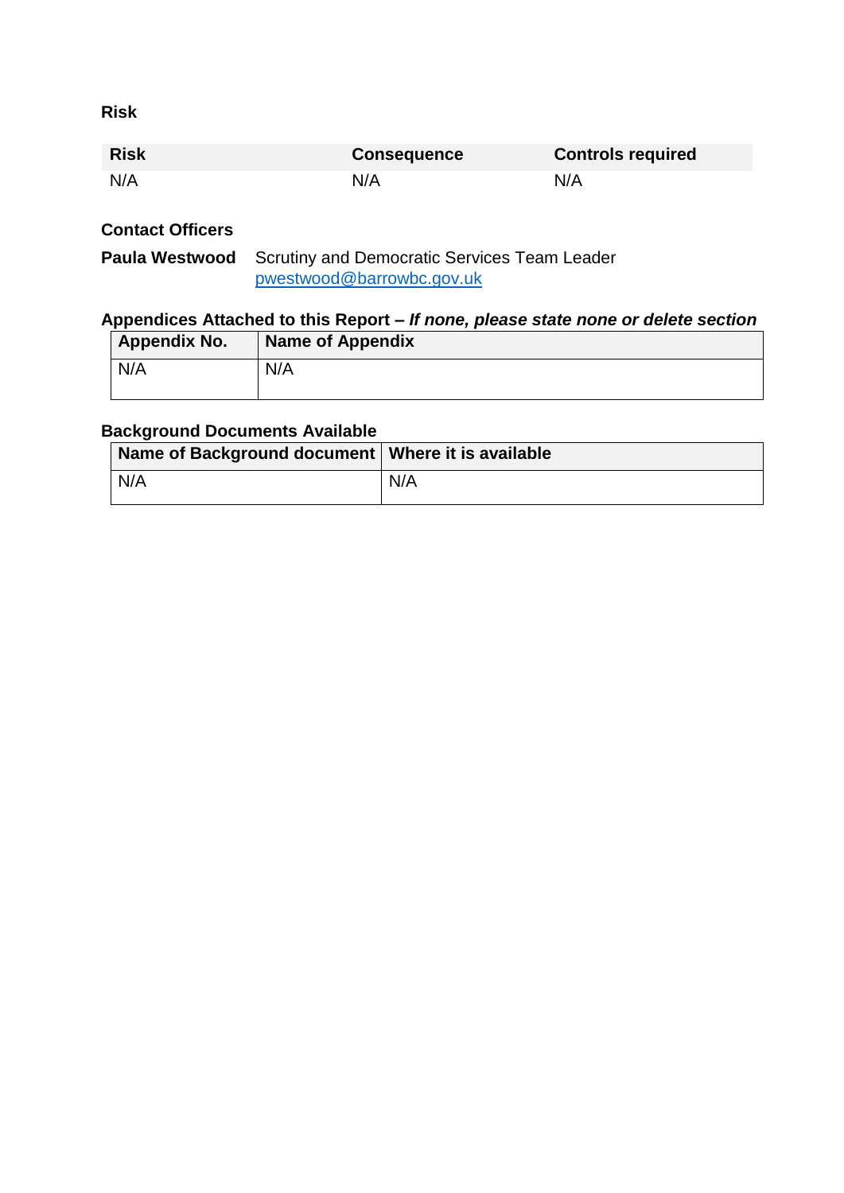## Risk

| Risk | Consequence | Controls required |
|---|---|---|
| N/A | N/A | N/A |

## Contact Officers

**Paula Westwood** Scrutiny and Democratic Services Team Leader
pwestwood@barrowbc.gov.uk

## Appendices Attached to this Report – *If none, please state none or delete section*

| Appendix No. | Name of Appendix |
|---|---|
| N/A | N/A |

## Background Documents Available

| Name of Background document | Where it is available |
|---|---|
| N/A | N/A |